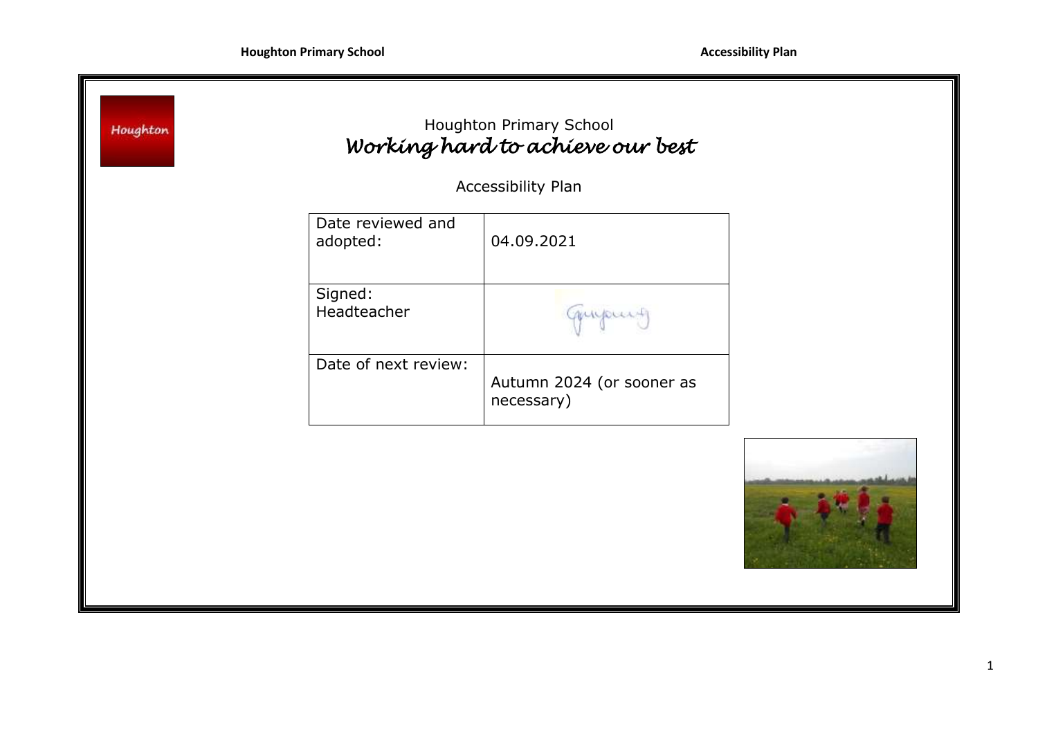Houghton Primary School

*Working hard to achieve our best*

# Accessibility Plan

| Date reviewed and adopted: | 04.09.2021 |
| --- | --- |
| Signed: Headteacher | |
| Date of next review: | Autumn 2024 (or sooner as necessary) |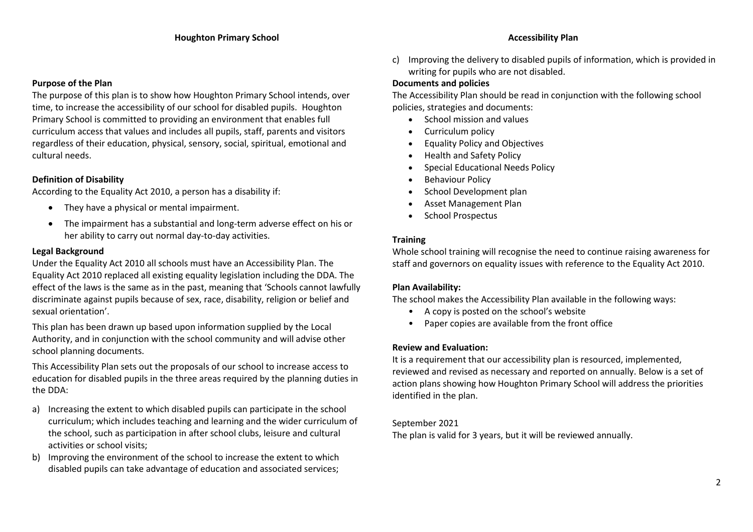### Purpose of the Plan

The purpose of this plan is to show how Houghton Primary School intends, over time, to increase the accessibility of our school for disabled pupils. Houghton Primary School is committed to providing an environment that enables full curriculum access that values and includes all pupils, staff, parents and visitors regardless of their education, physical, sensory, social, spiritual, emotional and cultural needs.

### Definition of Disability

According to the Equality Act 2010, a person has a disability if:

- They have a physical or mental impairment.
- The impairment has a substantial and long-term adverse effect on his or her ability to carry out normal day-to-day activities.

### Legal Background

Under the Equality Act 2010 all schools must have an Accessibility Plan. The Equality Act 2010 replaced all existing equality legislation including the DDA. The effect of the laws is the same as in the past, meaning that 'Schools cannot lawfully discriminate against pupils because of sex, race, disability, religion or belief and sexual orientation'.

This plan has been drawn up based upon information supplied by the Local Authority, and in conjunction with the school community and will advise other school planning documents.

This Accessibility Plan sets out the proposals of our school to increase access to education for disabled pupils in the three areas required by the planning duties in the DDA:

a) Increasing the extent to which disabled pupils can participate in the school curriculum; which includes teaching and learning and the wider curriculum of the school, such as participation in after school clubs, leisure and cultural activities or school visits;
b) Improving the environment of the school to increase the extent to which disabled pupils can take advantage of education and associated services;
c) Improving the delivery to disabled pupils of information, which is provided in writing for pupils who are not disabled.

### Documents and policies

The Accessibility Plan should be read in conjunction with the following school policies, strategies and documents:

- School mission and values
- Curriculum policy
- Equality Policy and Objectives
- Health and Safety Policy
- Special Educational Needs Policy
- Behaviour Policy
- School Development plan
- Asset Management Plan
- School Prospectus

### Training

Whole school training will recognise the need to continue raising awareness for staff and governors on equality issues with reference to the Equality Act 2010.

### Plan Availability:

The school makes the Accessibility Plan available in the following ways:

- A copy is posted on the school's website
- Paper copies are available from the front office

### Review and Evaluation:

It is a requirement that our accessibility plan is resourced, implemented, reviewed and revised as necessary and reported on annually. Below is a set of action plans showing how Houghton Primary School will address the priorities identified in the plan.

September 2021

The plan is valid for 3 years, but it will be reviewed annually.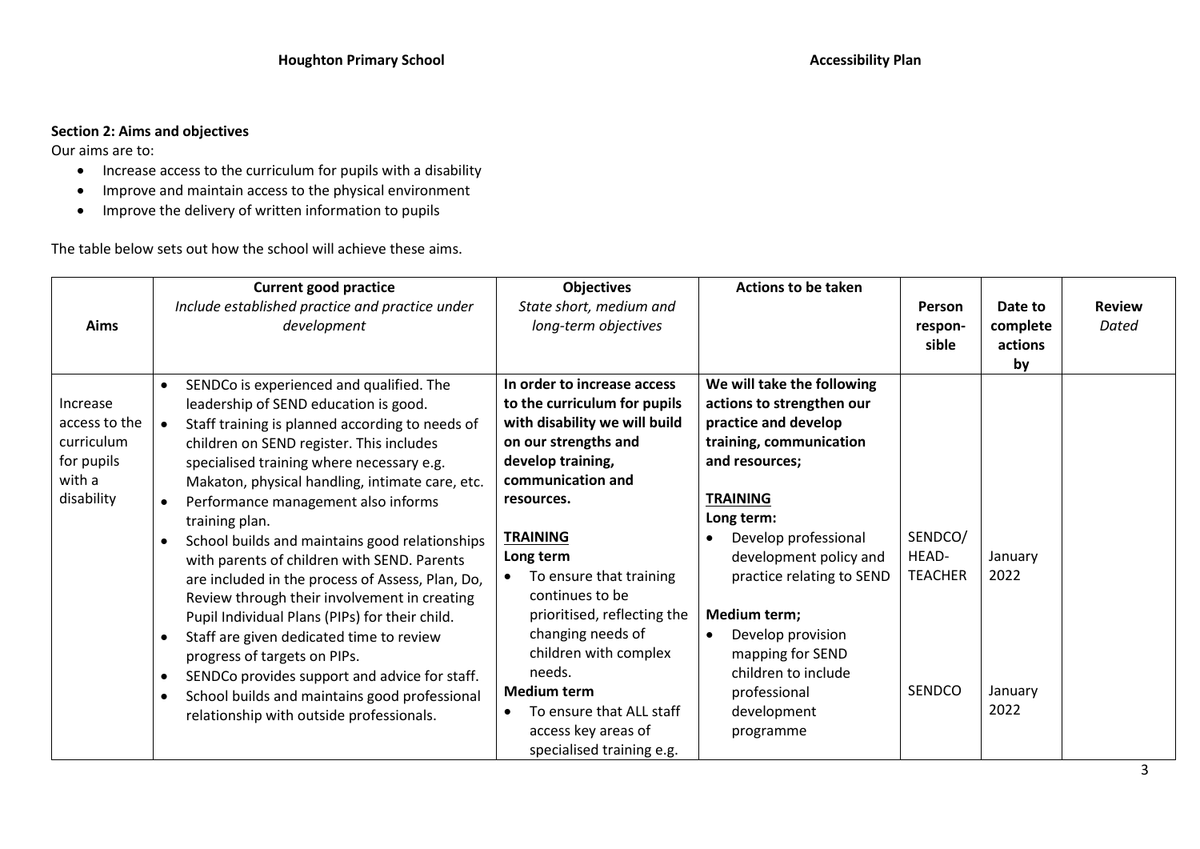## Section 2: Aims and objectives

Our aims are to:

- Increase access to the curriculum for pupils with a disability
- Improve and maintain access to the physical environment
- Improve the delivery of written information to pupils

The table below sets out how the school will achieve these aims.

| Aims | **Current good practice** *Include established practice and practice under development* | **Objectives** *State short, medium and long-term objectives* | **Actions to be taken** | **Person respon-sible** | **Date to complete actions by** | **Review** *Dated* |
|---|---|---|---|---|---|---|
| Increase access to the curriculum for pupils with a disability | • SENDCo is experienced and qualified. The leadership of SEND education is good.<br>• Staff training is planned according to needs of children on SEND register. This includes specialised training where necessary e.g. Makaton, physical handling, intimate care, etc.<br>• Performance management also informs training plan.<br>• School builds and maintains good relationships with parents of children with SEND. Parents are included in the process of Assess, Plan, Do, Review through their involvement in creating Pupil Individual Plans (PIPs) for their child.<br>• Staff are given dedicated time to review progress of targets on PIPs.<br>• SENDCo provides support and advice for staff.<br>• School builds and maintains good professional relationship with outside professionals. | **In order to increase access to the curriculum for pupils with disability we will build on our strengths and develop training, communication and resources.**<br><br>**<u>TRAINING</u>**<br>**Long term**<br>• To ensure that training continues to be prioritised, reflecting the changing needs of children with complex needs.<br>**Medium term**<br>• To ensure that ALL staff access key areas of specialised training e.g. | **We will take the following actions to strengthen our practice and develop training, communication and resources;**<br><br>**<u>TRAINING</u>**<br>**Long term:**<br>• Develop professional development policy and practice relating to SEND<br><br>**Medium term;**<br>• Develop provision mapping for SEND children to include professional development programme | SENDCO/ HEAD-TEACHER<br><br><br><br>SENDCO | January 2022<br><br><br><br>January 2022 | |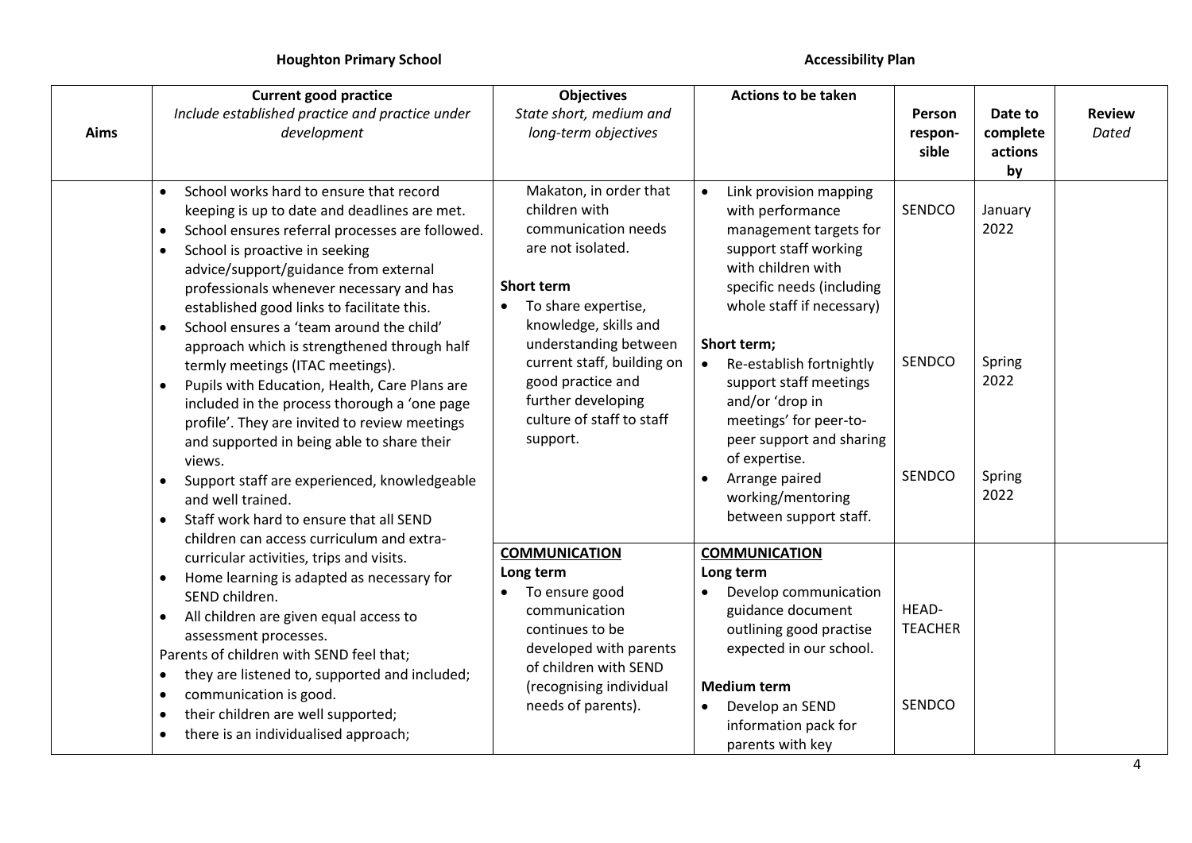**Houghton Primary School** **Accessibility Plan**

| Aims | Current good practice<br>*Include established practice and practice under development* | Objectives<br>*State short, medium and long-term objectives* | Actions to be taken | Person respon-sible | Date to complete actions by | Review *Dated* |
|---|---|---|---|---|---|---|
| | • School works hard to ensure that record keeping is up to date and deadlines are met.<br>• School ensures referral processes are followed.<br>• School is proactive in seeking advice/support/guidance from external professionals whenever necessary and has established good links to facilitate this.<br>• School ensures a 'team around the child' approach which is strengthened through half termly meetings (ITAC meetings).<br>• Pupils with Education, Health, Care Plans are included in the process thorough a 'one page profile'. They are invited to review meetings and supported in being able to share their views.<br>• Support staff are experienced, knowledgeable and well trained.<br>• Staff work hard to ensure that all SEND children can access curriculum and extra-curricular activities, trips and visits.<br>• Home learning is adapted as necessary for SEND children.<br>• All children are given equal access to assessment processes.<br>Parents of children with SEND feel that;<br>• they are listened to, supported and included;<br>• communication is good.<br>• their children are well supported;<br>• there is an individualised approach; | Makaton, in order that children with communication needs are not isolated.<br><br>**Short term**<br>• To share expertise, knowledge, skills and understanding between current staff, building on good practice and further developing culture of staff to staff support. | • Link provision mapping with performance management targets for support staff working with children with specific needs (including whole staff if necessary)<br><br>**Short term;**<br>• Re-establish fortnightly support staff meetings and/or 'drop in meetings' for peer-to-peer support and sharing of expertise.<br>• Arrange paired working/mentoring between support staff. | SENDCO<br><br>SENDCO<br><br>SENDCO | January 2022<br><br>Spring 2022<br><br>Spring 2022 | |
| | | **COMMUNICATION**<br>**Long term**<br>• To ensure good communication continues to be developed with parents of children with SEND (recognising individual needs of parents). | **COMMUNICATION**<br>**Long term**<br>• Develop communication guidance document outlining good practise expected in our school.<br><br>**Medium term**<br>• Develop an SEND information pack for parents with key | HEAD-TEACHER<br><br>SENDCO | | |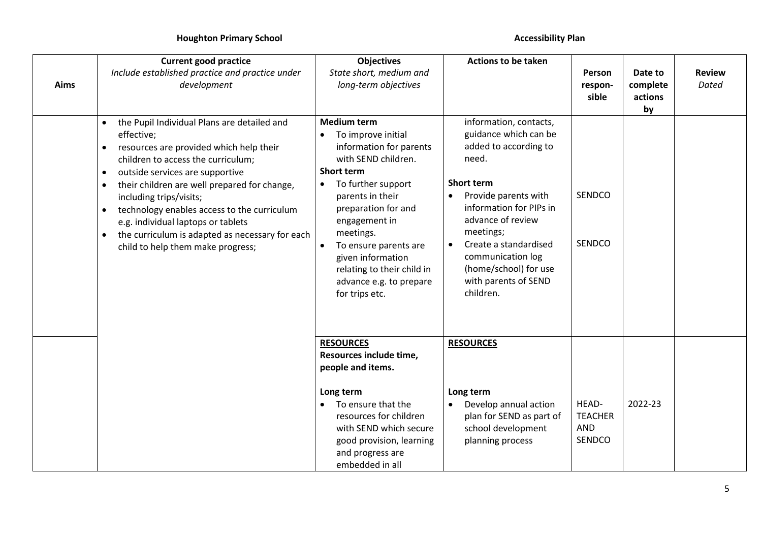**Houghton Primary School** **Accessibility Plan**

| Aims | Current good practice *Include established practice and practice under development* | Objectives *State short, medium and long-term objectives* | Actions to be taken | Person respon-sible | Date to complete actions by | Review *Dated* |
|---|---|---|---|---|---|---|
| | • the Pupil Individual Plans are detailed and effective;<br>• resources are provided which help their children to access the curriculum;<br>• outside services are supportive<br>• their children are well prepared for change, including trips/visits;<br>• technology enables access to the curriculum e.g. individual laptops or tablets<br>• the curriculum is adapted as necessary for each child to help them make progress; | **Medium term**<br>• To improve initial information for parents with SEND children.<br>**Short term**<br>• To further support parents in their preparation for and engagement in meetings.<br>• To ensure parents are given information relating to their child in advance e.g. to prepare for trips etc. | information, contacts, guidance which can be added to according to need.<br><br>**Short term**<br>• Provide parents with information for PIPs in advance of review meetings;<br>• Create a standardised communication log (home/school) for use with parents of SEND children. | SENDCO<br><br>SENDCO | | |
| | | **RESOURCES**<br>**Resources include time, people and items.**<br><br>**Long term**<br>• To ensure that the resources for children with SEND which secure good provision, learning and progress are embedded in all | **RESOURCES**<br><br>**Long term**<br>• Develop annual action plan for SEND as part of school development planning process | HEAD-TEACHER AND SENDCO | 2022-23 | |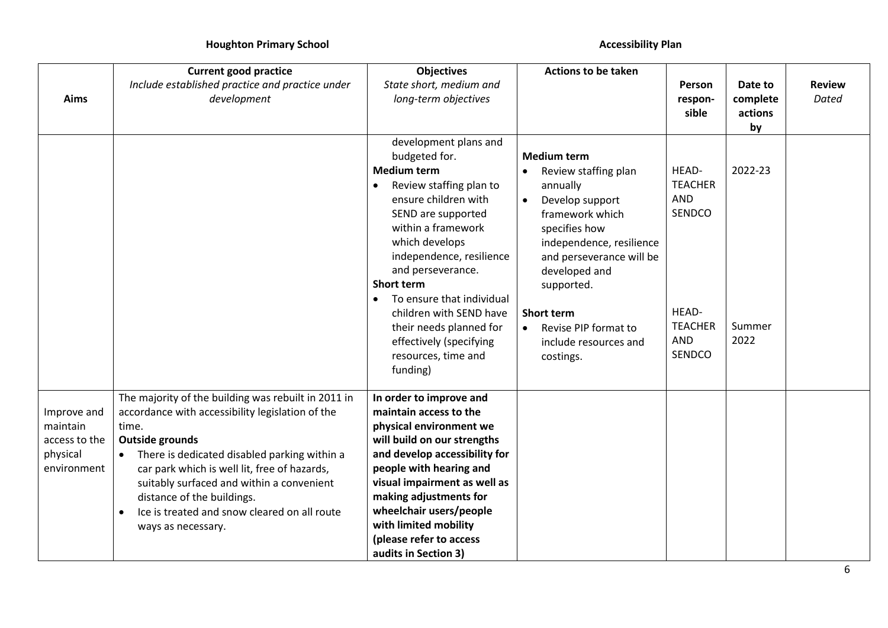| Aims | Current good practice *Include established practice and practice under development* | Objectives *State short, medium and long-term objectives* | Actions to be taken | Person respon-sible | Date to complete actions by | Review *Dated* |
|---|---|---|---|---|---|---|
| | | development plans and budgeted for. **Medium term** • Review staffing plan to ensure children with SEND are supported within a framework which develops independence, resilience and perseverance. **Short term** • To ensure that individual children with SEND have their needs planned for effectively (specifying resources, time and funding) | **Medium term** • Review staffing plan annually • Develop support framework which specifies how independence, resilience and perseverance will be developed and supported. **Short term** • Revise PIP format to include resources and costings. | HEAD-TEACHER AND SENDCO HEAD-TEACHER AND SENDCO | 2022-23 Summer 2022 | |
| Improve and maintain access to the physical environment | The majority of the building was rebuilt in 2011 in accordance with accessibility legislation of the time. **Outside grounds** • There is dedicated disabled parking within a car park which is well lit, free of hazards, suitably surfaced and within a convenient distance of the buildings. • Ice is treated and snow cleared on all route ways as necessary. | **In order to improve and maintain access to the physical environment we will build on our strengths and develop accessibility for people with hearing and visual impairment as well as making adjustments for wheelchair users/people with limited mobility (please refer to access audits in Section 3)** | | | | |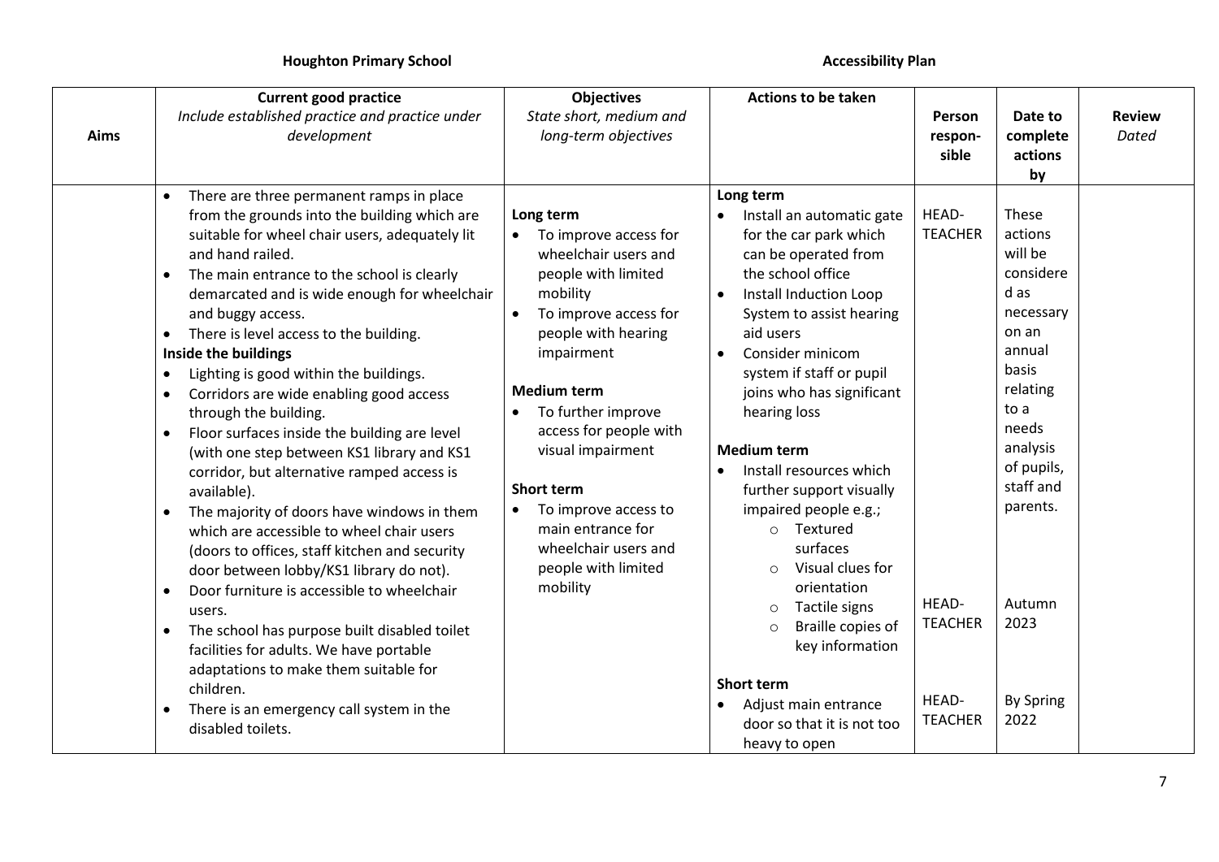**Houghton Primary School** **Accessibility Plan**

| Aims | Current good practice<br>*Include established practice and practice under development* | Objectives<br>*State short, medium and long-term objectives* | Actions to be taken | Person respon-sible | Date to complete actions by | Review<br>*Dated* |
|---|---|---|---|---|---|---|
| | • There are three permanent ramps in place from the grounds into the building which are suitable for wheel chair users, adequately lit and hand railed.<br>• The main entrance to the school is clearly demarcated and is wide enough for wheelchair and buggy access.<br>• There is level access to the building.<br>**Inside the buildings**<br>• Lighting is good within the buildings.<br>• Corridors are wide enabling good access through the building.<br>• Floor surfaces inside the building are level (with one step between KS1 library and KS1 corridor, but alternative ramped access is available).<br>• The majority of doors have windows in them which are accessible to wheel chair users (doors to offices, staff kitchen and security door between lobby/KS1 library do not).<br>• Door furniture is accessible to wheelchair users.<br>• The school has purpose built disabled toilet facilities for adults. We have portable adaptations to make them suitable for children.<br>• There is an emergency call system in the disabled toilets. | **Long term**<br>• To improve access for wheelchair users and people with limited mobility<br>• To improve access for people with hearing impairment<br><br>**Medium term**<br>• To further improve access for people with visual impairment<br><br>**Short term**<br>• To improve access to main entrance for wheelchair users and people with limited mobility | **Long term**<br>• Install an automatic gate for the car park which can be operated from the school office<br>• Install Induction Loop System to assist hearing aid users<br>• Consider minicom system if staff or pupil joins who has significant hearing loss<br><br>**Medium term**<br>• Install resources which further support visually impaired people e.g.;<br>&nbsp;&nbsp;○ Textured surfaces<br>&nbsp;&nbsp;○ Visual clues for orientation<br>&nbsp;&nbsp;○ Tactile signs<br>&nbsp;&nbsp;○ Braille copies of key information<br><br>**Short term**<br>• Adjust main entrance door so that it is not too heavy to open | HEAD-TEACHER<br><br><br><br><br><br><br><br><br><br><br><br><br>HEAD-TEACHER<br><br><br><br>HEAD-TEACHER | These actions will be considered as necessary on an annual basis relating to a needs analysis of pupils, staff and parents.<br><br><br><br><br>Autumn 2023<br><br><br><br>By Spring 2022 | |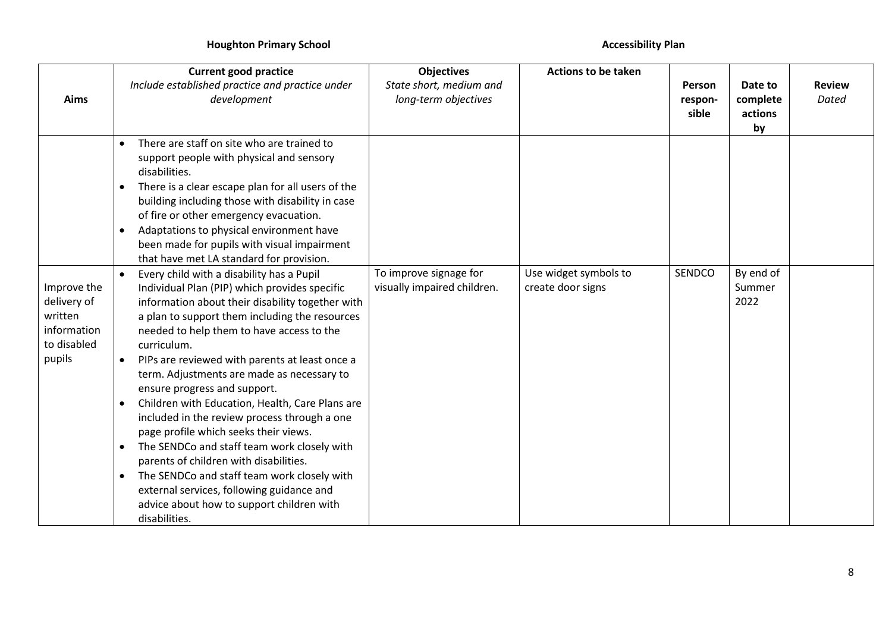| Aims | Current good practice *Include established practice and practice under development* | Objectives *State short, medium and long-term objectives* | Actions to be taken | Person respon-sible | Date to complete actions by | Review *Dated* |
|---|---|---|---|---|---|---|
| | • There are staff on site who are trained to support people with physical and sensory disabilities.<br>• There is a clear escape plan for all users of the building including those with disability in case of fire or other emergency evacuation.<br>• Adaptations to physical environment have been made for pupils with visual impairment that have met LA standard for provision. | | | | | |
| Improve the delivery of written information to disabled pupils | • Every child with a disability has a Pupil Individual Plan (PIP) which provides specific information about their disability together with a plan to support them including the resources needed to help them to have access to the curriculum.<br>• PIPs are reviewed with parents at least once a term. Adjustments are made as necessary to ensure progress and support.<br>• Children with Education, Health, Care Plans are included in the review process through a one page profile which seeks their views.<br>• The SENDCo and staff team work closely with parents of children with disabilities.<br>• The SENDCo and staff team work closely with external services, following guidance and advice about how to support children with disabilities. | To improve signage for visually impaired children. | Use widget symbols to create door signs | SENDCO | By end of Summer 2022 | |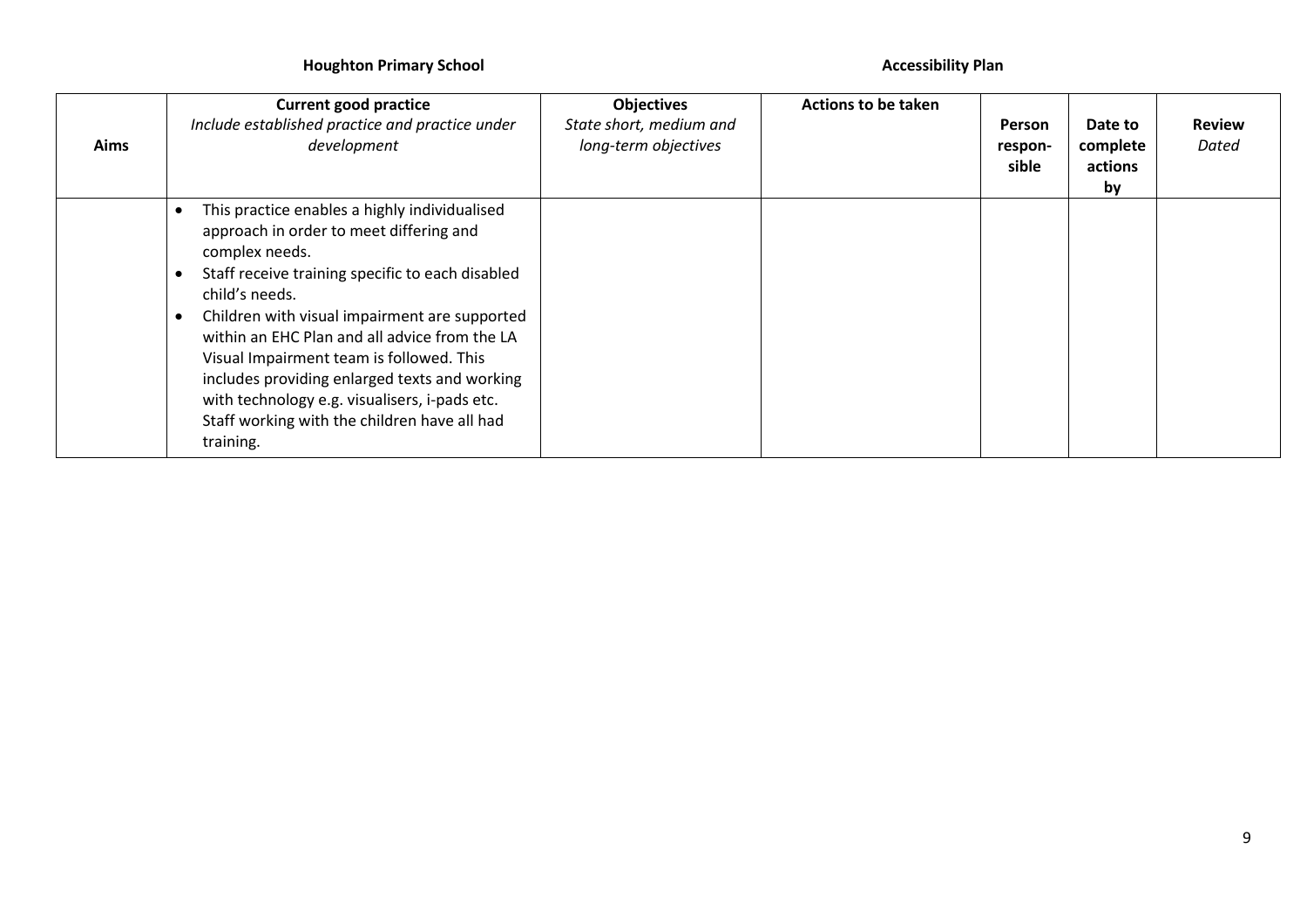| Aims | **Current good practice** *Include established practice and practice under development* | **Objectives** *State short, medium and long-term objectives* | **Actions to be taken** | **Person respon-sible** | **Date to complete actions by** | **Review** *Dated* |
|---|---|---|---|---|---|---|
| | • This practice enables a highly individualised approach in order to meet differing and complex needs.<br>• Staff receive training specific to each disabled child's needs.<br>• Children with visual impairment are supported within an EHC Plan and all advice from the LA Visual Impairment team is followed. This includes providing enlarged texts and working with technology e.g. visualisers, i-pads etc. Staff working with the children have all had training. | | | | | |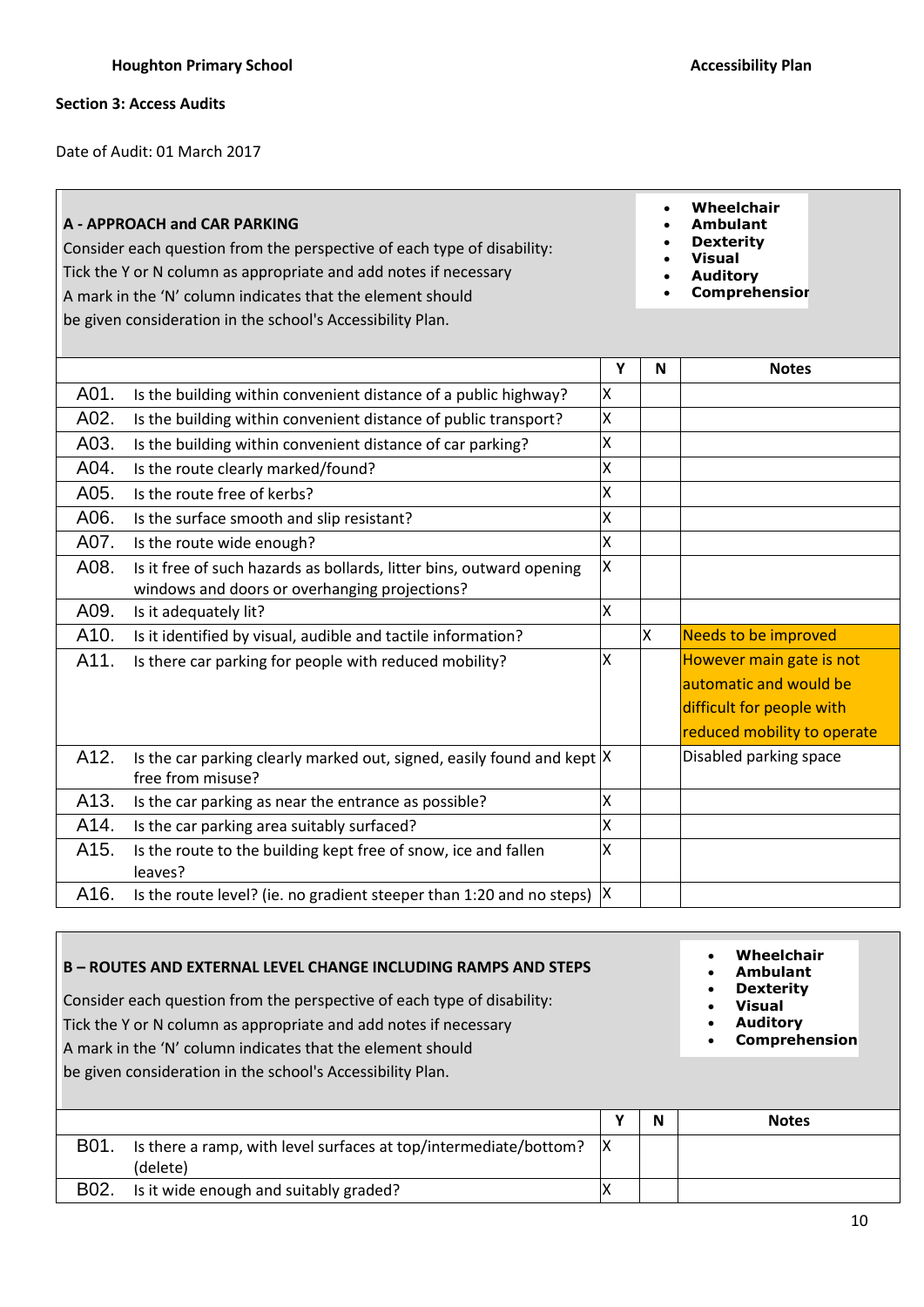## Section 3: Access Audits

Date of Audit: 01 March 2017

**A - APPROACH and CAR PARKING**

Consider each question from the perspective of each type of disability:
Tick the Y or N column as appropriate and add notes if necessary
A mark in the 'N' column indicates that the element should be given consideration in the school's Accessibility Plan.

- **Wheelchair**
- **Ambulant**
- **Dexterity**
- **Visual**
- **Auditory**
- **Comprehension**

| | | Y | N | Notes |
|---|---|---|---|---|
| A01. | Is the building within convenient distance of a public highway? | X | | |
| A02. | Is the building within convenient distance of public transport? | X | | |
| A03. | Is the building within convenient distance of car parking? | X | | |
| A04. | Is the route clearly marked/found? | X | | |
| A05. | Is the route free of kerbs? | X | | |
| A06. | Is the surface smooth and slip resistant? | X | | |
| A07. | Is the route wide enough? | X | | |
| A08. | Is it free of such hazards as bollards, litter bins, outward opening windows and doors or overhanging projections? | X | | |
| A09. | Is it adequately lit? | X | | |
| A10. | Is it identified by visual, audible and tactile information? | | X | Needs to be improved |
| A11. | Is there car parking for people with reduced mobility? | X | | However main gate is not automatic and would be difficult for people with reduced mobility to operate |
| A12. | Is the car parking clearly marked out, signed, easily found and kept free from misuse? | X | | Disabled parking space |
| A13. | Is the car parking as near the entrance as possible? | X | | |
| A14. | Is the car parking area suitably surfaced? | X | | |
| A15. | Is the route to the building kept free of snow, ice and fallen leaves? | X | | |
| A16. | Is the route level? (ie. no gradient steeper than 1:20 and no steps) | X | | |

**B – ROUTES AND EXTERNAL LEVEL CHANGE INCLUDING RAMPS AND STEPS**

Consider each question from the perspective of each type of disability:
Tick the Y or N column as appropriate and add notes if necessary
A mark in the 'N' column indicates that the element should be given consideration in the school's Accessibility Plan.

- **Wheelchair**
- **Ambulant**
- **Dexterity**
- **Visual**
- **Auditory**
- **Comprehension**

| | | Y | N | Notes |
|---|---|---|---|---|
| B01. | Is there a ramp, with level surfaces at top/intermediate/bottom? (delete) | X | | |
| B02. | Is it wide enough and suitably graded? | X | | |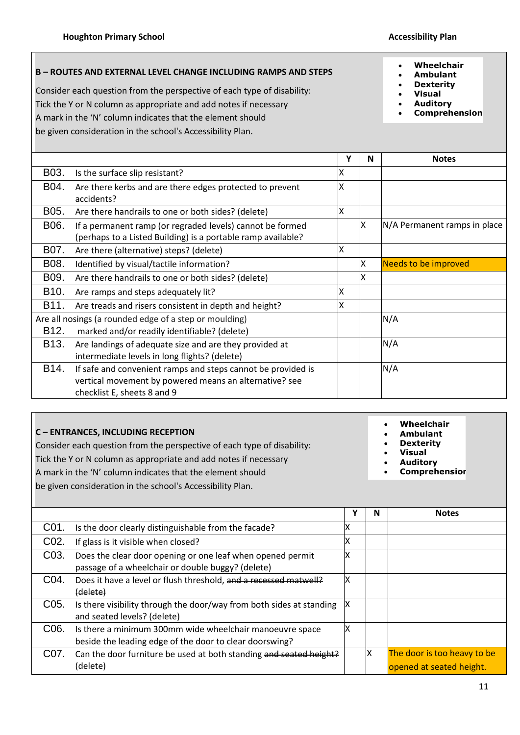## B – ROUTES AND EXTERNAL LEVEL CHANGE INCLUDING RAMPS AND STEPS

Consider each question from the perspective of each type of disability:
Tick the Y or N column as appropriate and add notes if necessary
A mark in the 'N' column indicates that the element should
be given consideration in the school's Accessibility Plan.

- **Wheelchair**
- **Ambulant**
- **Dexterity**
- **Visual**
- **Auditory**
- **Comprehension**

| | | Y | N | Notes |
|---|---|---|---|---|
| B03. | Is the surface slip resistant? | X | | |
| B04. | Are there kerbs and are there edges protected to prevent accidents? | X | | |
| B05. | Are there handrails to one or both sides? (delete) | X | | |
| B06. | If a permanent ramp (or regraded levels) cannot be formed (perhaps to a Listed Building) is a portable ramp available? | | X | N/A Permanent ramps in place |
| B07. | Are there (alternative) steps? (delete) | X | | |
| B08. | Identified by visual/tactile information? | | X | Needs to be improved |
| B09. | Are there handrails to one or both sides? (delete) | | X | |
| B10. | Are ramps and steps adequately lit? | X | | |
| B11. | Are treads and risers consistent in depth and height? | X | | |
| B12. | Are all nosings (a rounded edge of a step or moulding) marked and/or readily identifiable? (delete) | | | N/A |
| B13. | Are landings of adequate size and are they provided at intermediate levels in long flights? (delete) | | | N/A |
| B14. | If safe and convenient ramps and steps cannot be provided is vertical movement by powered means an alternative? see checklist E, sheets 8 and 9 | | | N/A |

## C – ENTRANCES, INCLUDING RECEPTION

Consider each question from the perspective of each type of disability:
Tick the Y or N column as appropriate and add notes if necessary
A mark in the 'N' column indicates that the element should
be given consideration in the school's Accessibility Plan.

- **Wheelchair**
- **Ambulant**
- **Dexterity**
- **Visual**
- **Auditory**
- **Comprehension**

| | | Y | N | Notes |
|---|---|---|---|---|
| C01. | Is the door clearly distinguishable from the facade? | X | | |
| C02. | If glass is it visible when closed? | X | | |
| C03. | Does the clear door opening or one leaf when opened permit passage of a wheelchair or double buggy? (delete) | X | | |
| C04. | Does it have a level or flush threshold, ~~and a recessed matwell? (delete)~~ | X | | |
| C05. | Is there visibility through the door/way from both sides at standing and seated levels? (delete) | X | | |
| C06. | Is there a minimum 300mm wide wheelchair manoeuvre space beside the leading edge of the door to clear doorswing? | X | | |
| C07. | Can the door furniture be used at both standing ~~and seated height?~~ (delete) | | X | The door is too heavy to be opened at seated height. |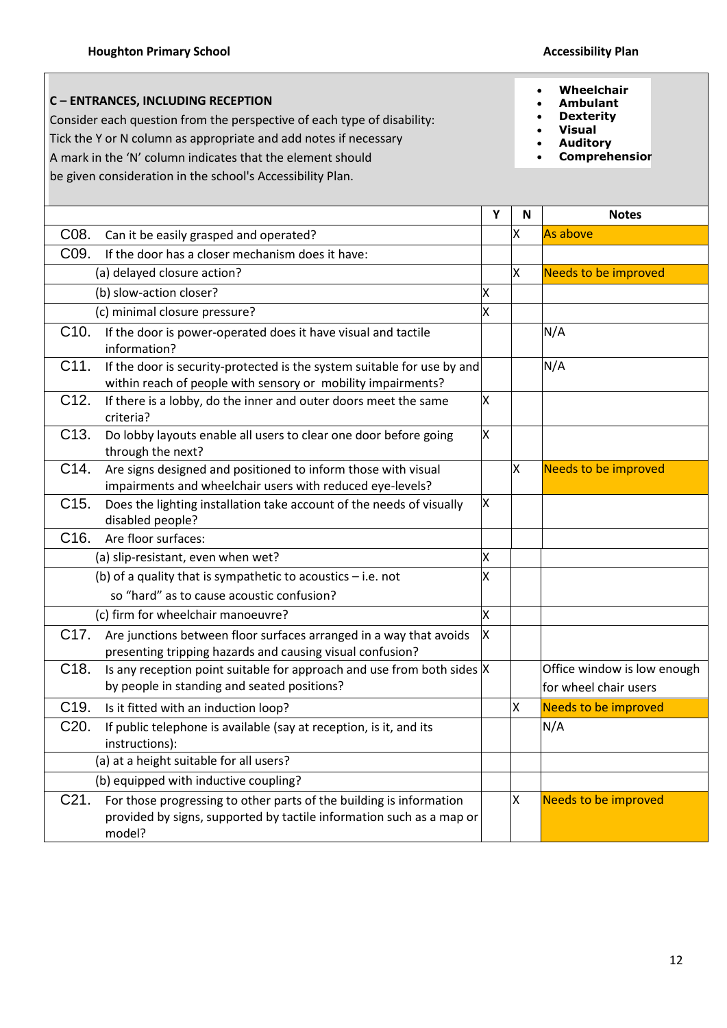## C – ENTRANCES, INCLUDING RECEPTION

Consider each question from the perspective of each type of disability:
Tick the Y or N column as appropriate and add notes if necessary
A mark in the 'N' column indicates that the element should be given consideration in the school's Accessibility Plan.

- **Wheelchair**
- **Ambulant**
- **Dexterity**
- **Visual**
- **Auditory**
- **Comprehension**

| | Y | N | Notes |
|---|---|---|---|
| C08. Can it be easily grasped and operated? | | X | As above |
| C09. If the door has a closer mechanism does it have: | | | |
| (a) delayed closure action? | | X | Needs to be improved |
| (b) slow-action closer? | X | | |
| (c) minimal closure pressure? | X | | |
| C10. If the door is power-operated does it have visual and tactile information? | | | N/A |
| C11. If the door is security-protected is the system suitable for use by and within reach of people with sensory or mobility impairments? | | | N/A |
| C12. If there is a lobby, do the inner and outer doors meet the same criteria? | X | | |
| C13. Do lobby layouts enable all users to clear one door before going through the next? | X | | |
| C14. Are signs designed and positioned to inform those with visual impairments and wheelchair users with reduced eye-levels? | | X | Needs to be improved |
| C15. Does the lighting installation take account of the needs of visually disabled people? | X | | |
| C16. Are floor surfaces: | | | |
| (a) slip-resistant, even when wet? | X | | |
| (b) of a quality that is sympathetic to acoustics – i.e. not so "hard" as to cause acoustic confusion? | X | | |
| (c) firm for wheelchair manoeuvre? | X | | |
| C17. Are junctions between floor surfaces arranged in a way that avoids presenting tripping hazards and causing visual confusion? | X | | |
| C18. Is any reception point suitable for approach and use from both sides by people in standing and seated positions? | X | | Office window is low enough for wheel chair users |
| C19. Is it fitted with an induction loop? | | X | Needs to be improved |
| C20. If public telephone is available (say at reception, is it, and its instructions): | | | N/A |
| (a) at a height suitable for all users? | | | |
| (b) equipped with inductive coupling? | | | |
| C21. For those progressing to other parts of the building is information provided by signs, supported by tactile information such as a map or model? | | X | Needs to be improved |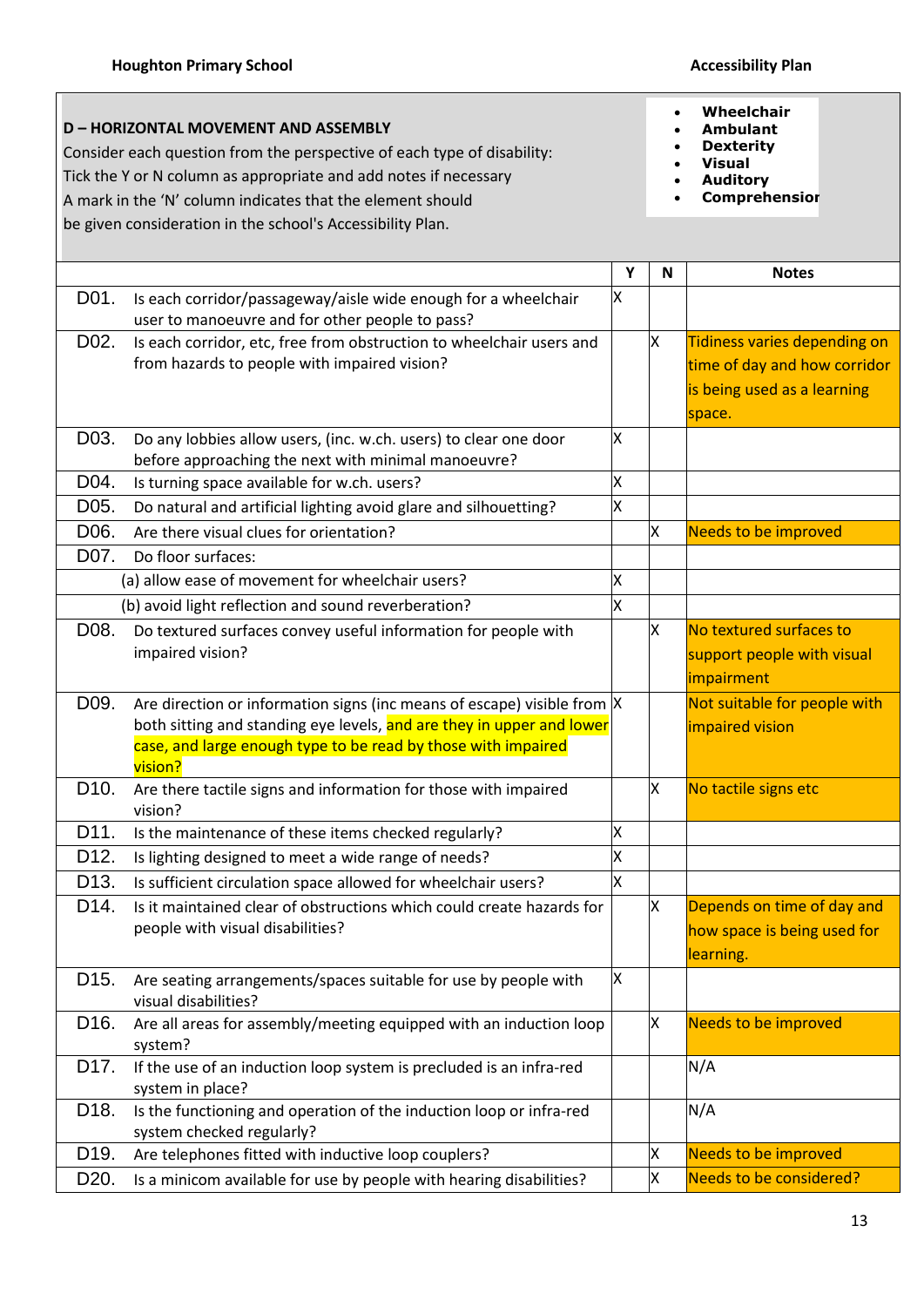**D – HORIZONTAL MOVEMENT AND ASSEMBLY**

Consider each question from the perspective of each type of disability:
Tick the Y or N column as appropriate and add notes if necessary
A mark in the 'N' column indicates that the element should be given consideration in the school's Accessibility Plan.

- **Wheelchair**
- **Ambulant**
- **Dexterity**
- **Visual**
- **Auditory**
- **Comprehension**

| | | Y | N | Notes |
|---|---|---|---|---|
| D01. | Is each corridor/passageway/aisle wide enough for a wheelchair user to manoeuvre and for other people to pass? | X | | |
| D02. | Is each corridor, etc, free from obstruction to wheelchair users and from hazards to people with impaired vision? | | X | Tidiness varies depending on time of day and how corridor is being used as a learning space. |
| D03. | Do any lobbies allow users, (inc. w.ch. users) to clear one door before approaching the next with minimal manoeuvre? | X | | |
| D04. | Is turning space available for w.ch. users? | X | | |
| D05. | Do natural and artificial lighting avoid glare and silhouetting? | X | | |
| D06. | Are there visual clues for orientation? | | X | Needs to be improved |
| D07. | Do floor surfaces: | | | |
| | (a) allow ease of movement for wheelchair users? | X | | |
| | (b) avoid light reflection and sound reverberation? | X | | |
| D08. | Do textured surfaces convey useful information for people with impaired vision? | | X | No textured surfaces to support people with visual impairment |
| D09. | Are direction or information signs (inc means of escape) visible from both sitting and standing eye levels, and are they in upper and lower case, and large enough type to be read by those with impaired vision? | X | | Not suitable for people with impaired vision |
| D10. | Are there tactile signs and information for those with impaired vision? | | X | No tactile signs etc |
| D11. | Is the maintenance of these items checked regularly? | X | | |
| D12. | Is lighting designed to meet a wide range of needs? | X | | |
| D13. | Is sufficient circulation space allowed for wheelchair users? | X | | |
| D14. | Is it maintained clear of obstructions which could create hazards for people with visual disabilities? | | X | Depends on time of day and how space is being used for learning. |
| D15. | Are seating arrangements/spaces suitable for use by people with visual disabilities? | X | | |
| D16. | Are all areas for assembly/meeting equipped with an induction loop system? | | X | Needs to be improved |
| D17. | If the use of an induction loop system is precluded is an infra-red system in place? | | | N/A |
| D18. | Is the functioning and operation of the induction loop or infra-red system checked regularly? | | | N/A |
| D19. | Are telephones fitted with inductive loop couplers? | | X | Needs to be improved |
| D20. | Is a minicom available for use by people with hearing disabilities? | | X | Needs to be considered? |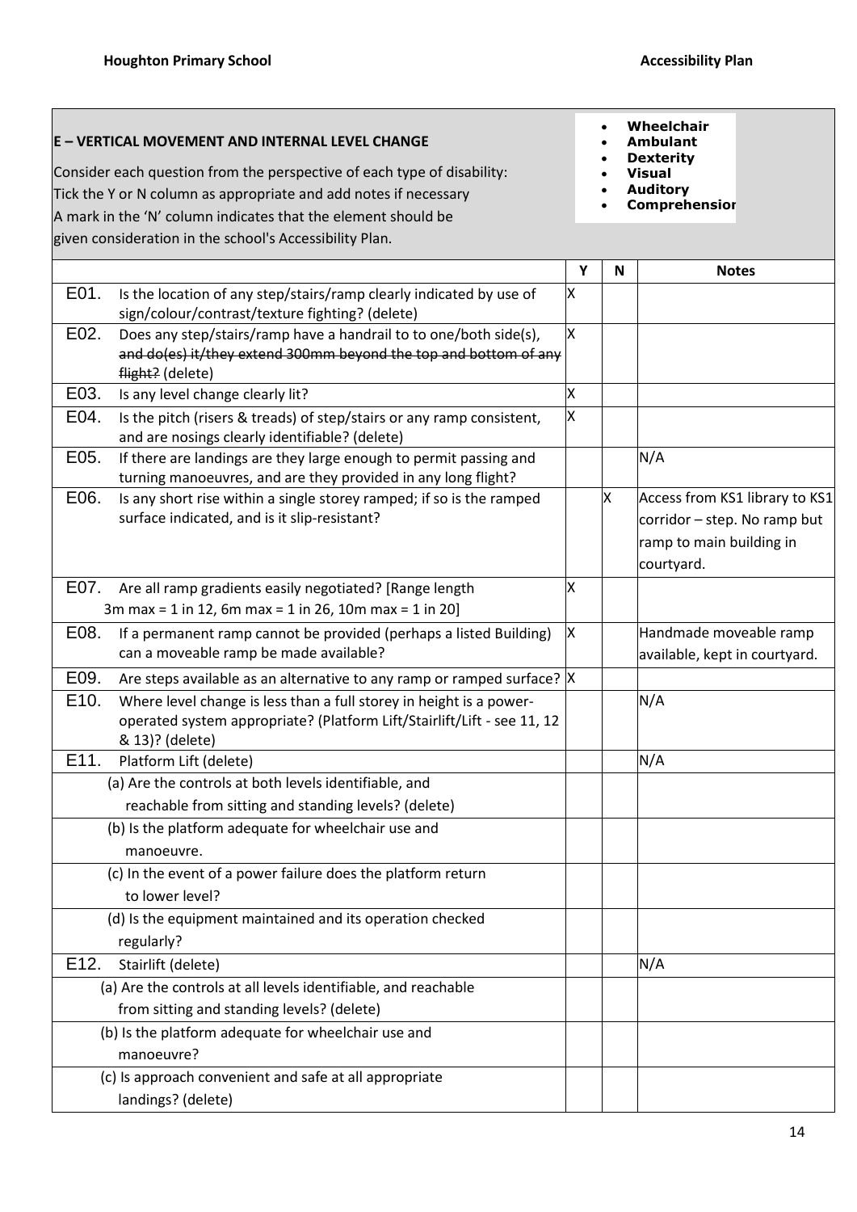## E – VERTICAL MOVEMENT AND INTERNAL LEVEL CHANGE

Consider each question from the perspective of each type of disability:
Tick the Y or N column as appropriate and add notes if necessary
A mark in the 'N' column indicates that the element should be given consideration in the school's Accessibility Plan.

- **Wheelchair**
- **Ambulant**
- **Dexterity**
- **Visual**
- **Auditory**
- **Comprehension**

| | | Y | N | Notes |
|---|---|---|---|---|
| E01. | Is the location of any step/stairs/ramp clearly indicated by use of sign/colour/contrast/texture fighting? (delete) | X | | |
| E02. | Does any step/stairs/ramp have a handrail to to one/both side(s), ~~and do(es) it/they extend 300mm beyond the top and bottom of any flight?~~ (delete) | X | | |
| E03. | Is any level change clearly lit? | X | | |
| E04. | Is the pitch (risers & treads) of step/stairs or any ramp consistent, and are nosings clearly identifiable? (delete) | X | | |
| E05. | If there are landings are they large enough to permit passing and turning manoeuvres, and are they provided in any long flight? | | | N/A |
| E06. | Is any short rise within a single storey ramped; if so is the ramped surface indicated, and is it slip-resistant? | | X | Access from KS1 library to KS1 corridor – step. No ramp but ramp to main building in courtyard. |
| E07. | Are all ramp gradients easily negotiated? [Range length 3m max = 1 in 12, 6m max = 1 in 26, 10m max = 1 in 20] | X | | |
| E08. | If a permanent ramp cannot be provided (perhaps a listed Building) can a moveable ramp be made available? | X | | Handmade moveable ramp available, kept in courtyard. |
| E09. | Are steps available as an alternative to any ramp or ramped surface? | X | | |
| E10. | Where level change is less than a full storey in height is a power-operated system appropriate? (Platform Lift/Stairlift/Lift - see 11, 12 & 13)? (delete) | | | N/A |
| E11. | Platform Lift (delete) | | | N/A |
| | (a) Are the controls at both levels identifiable, and reachable from sitting and standing levels? (delete) | | | |
| | (b) Is the platform adequate for wheelchair use and manoeuvre. | | | |
| | (c) In the event of a power failure does the platform return to lower level? | | | |
| | (d) Is the equipment maintained and its operation checked regularly? | | | |
| E12. | Stairlift (delete) | | | N/A |
| | (a) Are the controls at all levels identifiable, and reachable from sitting and standing levels? (delete) | | | |
| | (b) Is the platform adequate for wheelchair use and manoeuvre? | | | |
| | (c) Is approach convenient and safe at all appropriate landings? (delete) | | | |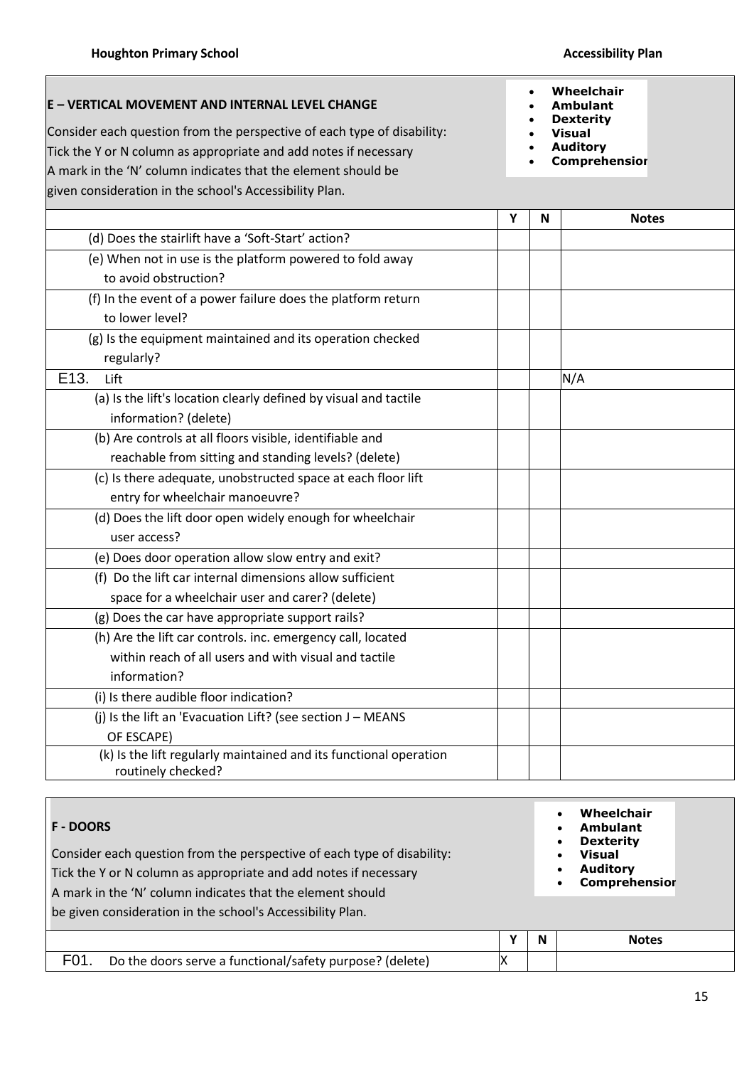## E – VERTICAL MOVEMENT AND INTERNAL LEVEL CHANGE

Consider each question from the perspective of each type of disability:
Tick the Y or N column as appropriate and add notes if necessary
A mark in the 'N' column indicates that the element should be given consideration in the school's Accessibility Plan.

- **Wheelchair**
- **Ambulant**
- **Dexterity**
- **Visual**
- **Auditory**
- **Comprehension**

| | Y | N | Notes |
|---|---|---|---|
| (d) Does the stairlift have a 'Soft-Start' action? | | | |
| (e) When not in use is the platform powered to fold away to avoid obstruction? | | | |
| (f) In the event of a power failure does the platform return to lower level? | | | |
| (g) Is the equipment maintained and its operation checked regularly? | | | |
| E13. Lift | | | N/A |
| (a) Is the lift's location clearly defined by visual and tactile information? (delete) | | | |
| (b) Are controls at all floors visible, identifiable and reachable from sitting and standing levels? (delete) | | | |
| (c) Is there adequate, unobstructed space at each floor lift entry for wheelchair manoeuvre? | | | |
| (d) Does the lift door open widely enough for wheelchair user access? | | | |
| (e) Does door operation allow slow entry and exit? | | | |
| (f) Do the lift car internal dimensions allow sufficient space for a wheelchair user and carer? (delete) | | | |
| (g) Does the car have appropriate support rails? | | | |
| (h) Are the lift car controls. inc. emergency call, located within reach of all users and with visual and tactile information? | | | |
| (i) Is there audible floor indication? | | | |
| (j) Is the lift an 'Evacuation Lift? (see section J – MEANS OF ESCAPE) | | | |
| (k) Is the lift regularly maintained and its functional operation routinely checked? | | | |

## F - DOORS

Consider each question from the perspective of each type of disability:
Tick the Y or N column as appropriate and add notes if necessary
A mark in the 'N' column indicates that the element should be given consideration in the school's Accessibility Plan.

- **Wheelchair**
- **Ambulant**
- **Dexterity**
- **Visual**
- **Auditory**
- **Comprehension**

| | Y | N | Notes |
|---|---|---|---|
| F01. Do the doors serve a functional/safety purpose? (delete) | X | | |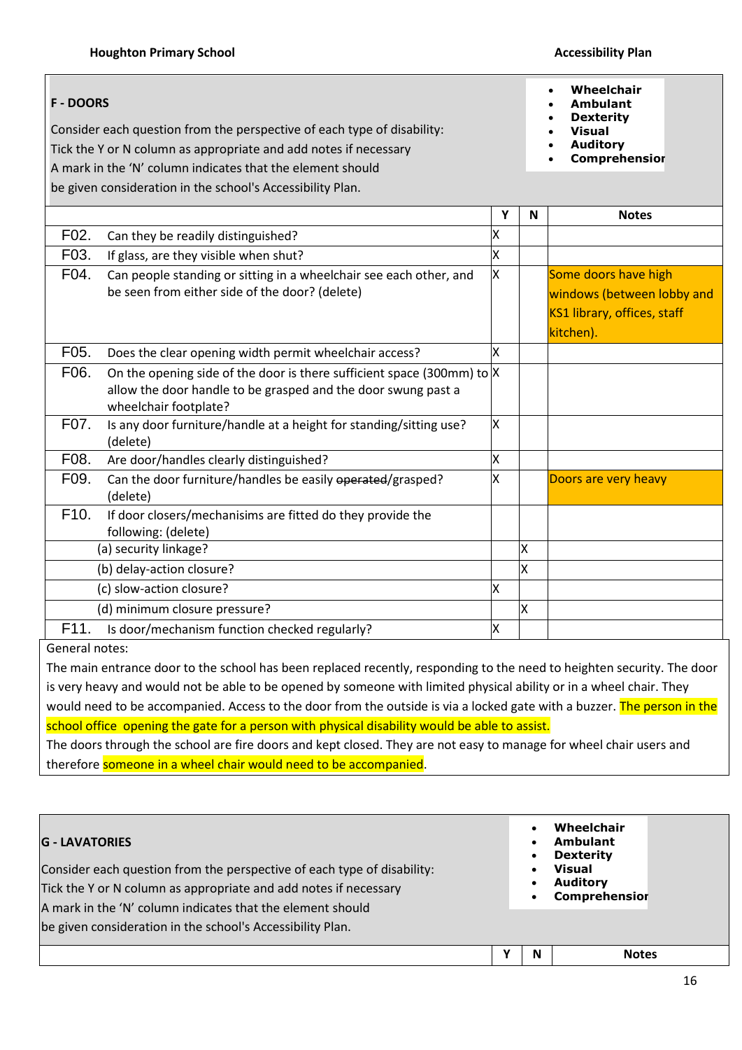## F - DOORS

Consider each question from the perspective of each type of disability:
Tick the Y or N column as appropriate and add notes if necessary
A mark in the 'N' column indicates that the element should
be given consideration in the school's Accessibility Plan.

- **Wheelchair**
- **Ambulant**
- **Dexterity**
- **Visual**
- **Auditory**
- **Comprehension**

| | | Y | N | Notes |
|---|---|---|---|---|
| F02. | Can they be readily distinguished? | X | | |
| F03. | If glass, are they visible when shut? | X | | |
| F04. | Can people standing or sitting in a wheelchair see each other, and be seen from either side of the door? (delete) | X | | Some doors have high windows (between lobby and KS1 library, offices, staff kitchen). |
| F05. | Does the clear opening width permit wheelchair access? | X | | |
| F06. | On the opening side of the door is there sufficient space (300mm) to allow the door handle to be grasped and the door swung past a wheelchair footplate? | X | | |
| F07. | Is any door furniture/handle at a height for standing/sitting use? (delete) | X | | |
| F08. | Are door/handles clearly distinguished? | X | | |
| F09. | Can the door furniture/handles be easily ~~operated~~/grasped? (delete) | X | | Doors are very heavy |
| F10. | If door closers/mechanisims are fitted do they provide the following: (delete) | | | |
| | (a) security linkage? | | X | |
| | (b) delay-action closure? | | X | |
| | (c) slow-action closure? | X | | |
| | (d) minimum closure pressure? | | X | |
| F11. | Is door/mechanism function checked regularly? | X | | |

General notes:

The main entrance door to the school has been replaced recently, responding to the need to heighten security. The door is very heavy and would not be able to be opened by someone with limited physical ability or in a wheel chair. They would need to be accompanied. Access to the door from the outside is via a locked gate with a buzzer. The person in the school office opening the gate for a person with physical disability would be able to assist.

The doors through the school are fire doors and kept closed. They are not easy to manage for wheel chair users and therefore someone in a wheel chair would need to be accompanied.

## G - LAVATORIES

Consider each question from the perspective of each type of disability:
Tick the Y or N column as appropriate and add notes if necessary
A mark in the 'N' column indicates that the element should
be given consideration in the school's Accessibility Plan.

- **Wheelchair**
- **Ambulant**
- **Dexterity**
- **Visual**
- **Auditory**
- **Comprehension**

| | Y | N | Notes |
|---|---|---|---|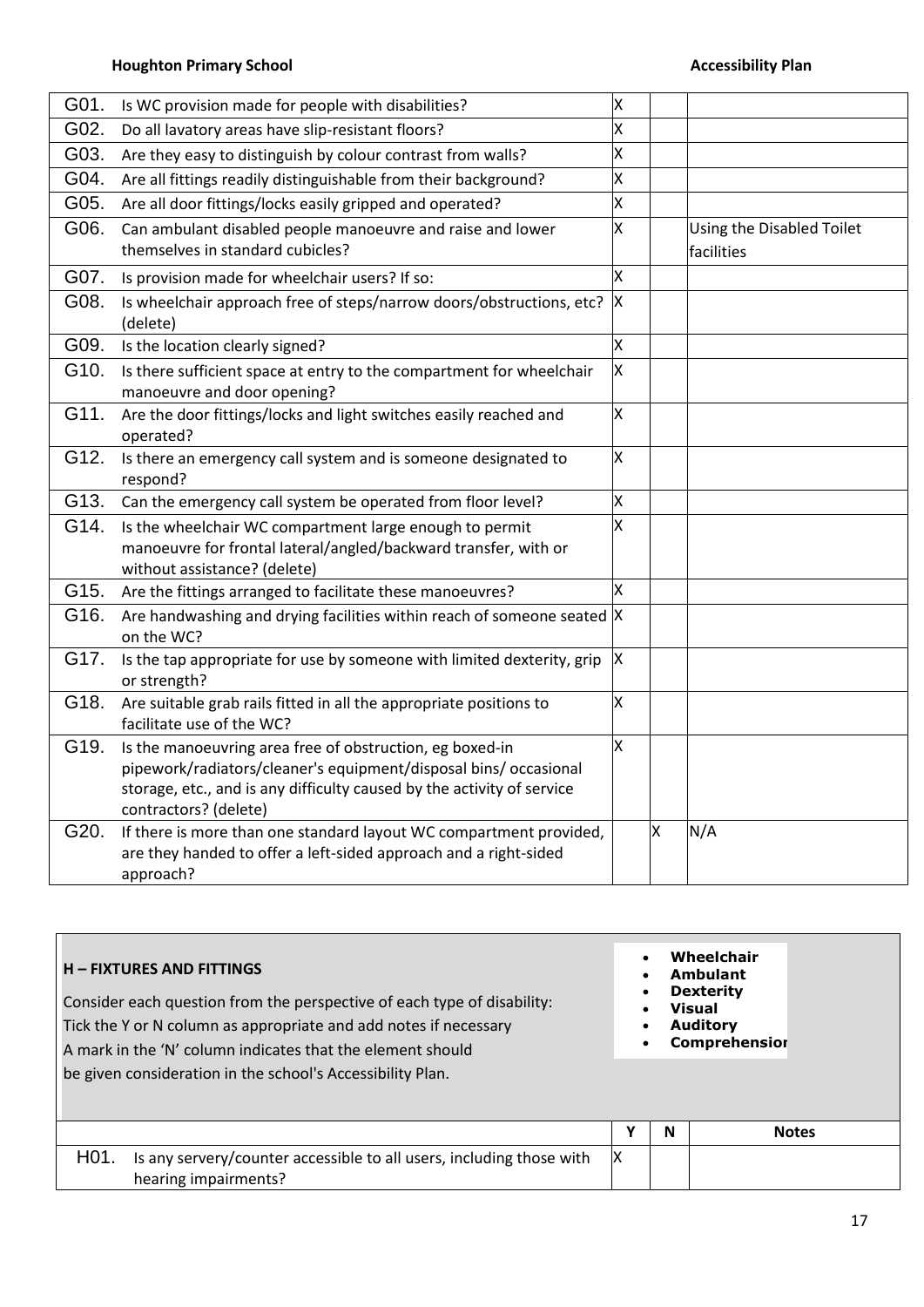| | | Y | N | Notes |
|---|---|---|---|---|
| G01. | Is WC provision made for people with disabilities? | X | | |
| G02. | Do all lavatory areas have slip-resistant floors? | X | | |
| G03. | Are they easy to distinguish by colour contrast from walls? | X | | |
| G04. | Are all fittings readily distinguishable from their background? | X | | |
| G05. | Are all door fittings/locks easily gripped and operated? | X | | |
| G06. | Can ambulant disabled people manoeuvre and raise and lower themselves in standard cubicles? | X | | Using the Disabled Toilet facilities |
| G07. | Is provision made for wheelchair users? If so: | X | | |
| G08. | Is wheelchair approach free of steps/narrow doors/obstructions, etc? (delete) | X | | |
| G09. | Is the location clearly signed? | X | | |
| G10. | Is there sufficient space at entry to the compartment for wheelchair manoeuvre and door opening? | X | | |
| G11. | Are the door fittings/locks and light switches easily reached and operated? | X | | |
| G12. | Is there an emergency call system and is someone designated to respond? | X | | |
| G13. | Can the emergency call system be operated from floor level? | X | | |
| G14. | Is the wheelchair WC compartment large enough to permit manoeuvre for frontal lateral/angled/backward transfer, with or without assistance? (delete) | X | | |
| G15. | Are the fittings arranged to facilitate these manoeuvres? | X | | |
| G16. | Are handwashing and drying facilities within reach of someone seated on the WC? | X | | |
| G17. | Is the tap appropriate for use by someone with limited dexterity, grip or strength? | X | | |
| G18. | Are suitable grab rails fitted in all the appropriate positions to facilitate use of the WC? | X | | |
| G19. | Is the manoeuvring area free of obstruction, eg boxed-in pipework/radiators/cleaner's equipment/disposal bins/ occasional storage, etc., and is any difficulty caused by the activity of service contractors? (delete) | X | | |
| G20. | If there is more than one standard layout WC compartment provided, are they handed to offer a left-sided approach and a right-sided approach? | | X | N/A |

**H – FIXTURES AND FITTINGS**

Consider each question from the perspective of each type of disability:
Tick the Y or N column as appropriate and add notes if necessary
A mark in the 'N' column indicates that the element should be given consideration in the school's Accessibility Plan.

- **Wheelchair**
- **Ambulant**
- **Dexterity**
- **Visual**
- **Auditory**
- **Comprehension**

| | | Y | N | Notes |
|---|---|---|---|---|
| H01. | Is any servery/counter accessible to all users, including those with hearing impairments? | X | | |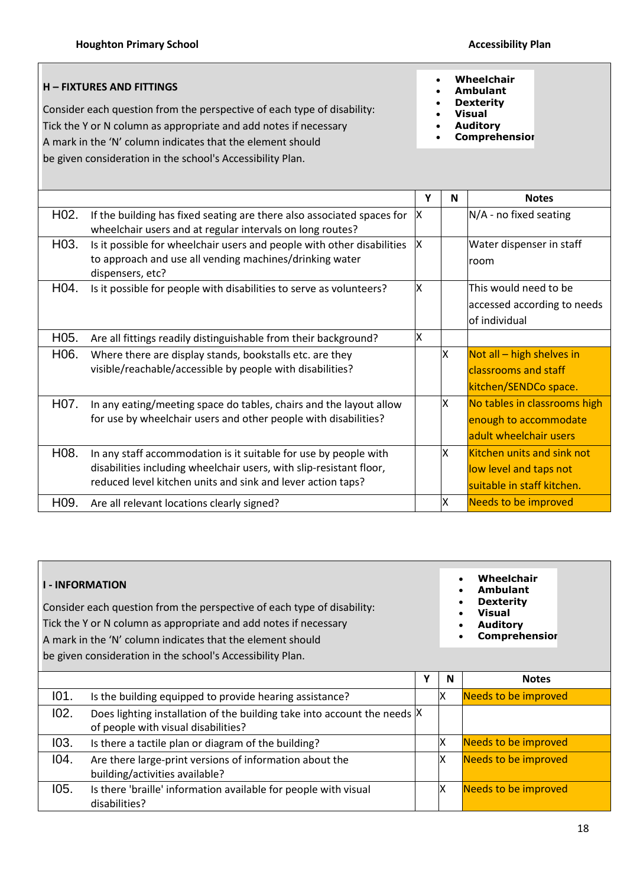## H – FIXTURES AND FITTINGS

Consider each question from the perspective of each type of disability:
Tick the Y or N column as appropriate and add notes if necessary
A mark in the 'N' column indicates that the element should
be given consideration in the school's Accessibility Plan.

- **Wheelchair**
- **Ambulant**
- **Dexterity**
- **Visual**
- **Auditory**
- **Comprehension**

| | | Y | N | Notes |
|---|---|---|---|---|
| H02. | If the building has fixed seating are there also associated spaces for wheelchair users and at regular intervals on long routes? | X | | N/A - no fixed seating |
| H03. | Is it possible for wheelchair users and people with other disabilities to approach and use all vending machines/drinking water dispensers, etc? | X | | Water dispenser in staff room |
| H04. | Is it possible for people with disabilities to serve as volunteers? | X | | This would need to be accessed according to needs of individual |
| H05. | Are all fittings readily distinguishable from their background? | X | | |
| H06. | Where there are display stands, bookstalls etc. are they visible/reachable/accessible by people with disabilities? | | X | Not all – high shelves in classrooms and staff kitchen/SENDCo space. |
| H07. | In any eating/meeting space do tables, chairs and the layout allow for use by wheelchair users and other people with disabilities? | | X | No tables in classrooms high enough to accommodate adult wheelchair users |
| H08. | In any staff accommodation is it suitable for use by people with disabilities including wheelchair users, with slip-resistant floor, reduced level kitchen units and sink and lever action taps? | | X | Kitchen units and sink not low level and taps not suitable in staff kitchen. |
| H09. | Are all relevant locations clearly signed? | | X | Needs to be improved |

## I - INFORMATION

Consider each question from the perspective of each type of disability:
Tick the Y or N column as appropriate and add notes if necessary
A mark in the 'N' column indicates that the element should
be given consideration in the school's Accessibility Plan.

- **Wheelchair**
- **Ambulant**
- **Dexterity**
- **Visual**
- **Auditory**
- **Comprehension**

| | | Y | N | Notes |
|---|---|---|---|---|
| I01. | Is the building equipped to provide hearing assistance? | | X | Needs to be improved |
| I02. | Does lighting installation of the building take into account the needs of people with visual disabilities? | X | | |
| I03. | Is there a tactile plan or diagram of the building? | | X | Needs to be improved |
| I04. | Are there large-print versions of information about the building/activities available? | | X | Needs to be improved |
| I05. | Is there 'braille' information available for people with visual disabilities? | | X | Needs to be improved |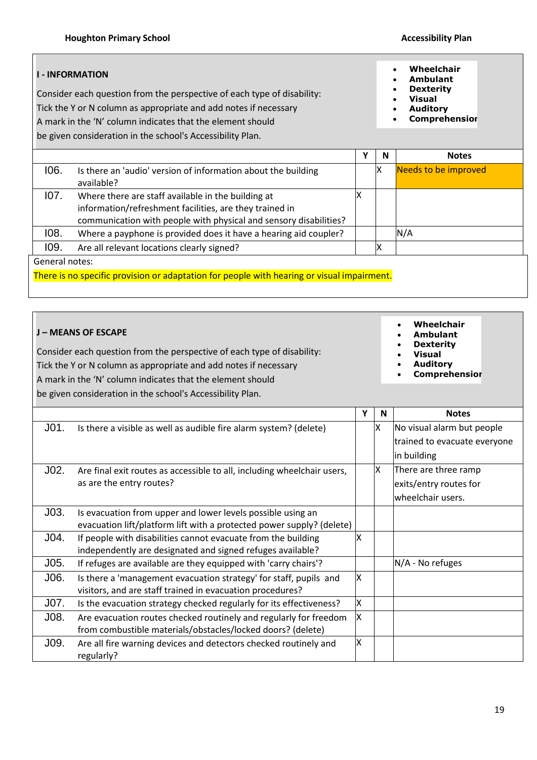## I - INFORMATION

Consider each question from the perspective of each type of disability:
Tick the Y or N column as appropriate and add notes if necessary
A mark in the 'N' column indicates that the element should be given consideration in the school's Accessibility Plan.

- **Wheelchair**
- **Ambulant**
- **Dexterity**
- **Visual**
- **Auditory**
- **Comprehension**

| | | Y | N | Notes |
|---|---|---|---|---|
| I06. | Is there an 'audio' version of information about the building available? | | X | Needs to be improved |
| I07. | Where there are staff available in the building at information/refreshment facilities, are they trained in communication with people with physical and sensory disabilities? | X | | |
| I08. | Where a payphone is provided does it have a hearing aid coupler? | | | N/A |
| I09. | Are all relevant locations clearly signed? | | X | |

General notes:
There is no specific provision or adaptation for people with hearing or visual impairment.

## J – MEANS OF ESCAPE

Consider each question from the perspective of each type of disability:
Tick the Y or N column as appropriate and add notes if necessary
A mark in the 'N' column indicates that the element should be given consideration in the school's Accessibility Plan.

- **Wheelchair**
- **Ambulant**
- **Dexterity**
- **Visual**
- **Auditory**
- **Comprehension**

| | | Y | N | Notes |
|---|---|---|---|---|
| J01. | Is there a visible as well as audible fire alarm system? (delete) | | X | No visual alarm but people trained to evacuate everyone in building |
| J02. | Are final exit routes as accessible to all, including wheelchair users, as are the entry routes? | | X | There are three ramp exits/entry routes for wheelchair users. |
| J03. | Is evacuation from upper and lower levels possible using an evacuation lift/platform lift with a protected power supply? (delete) | | | |
| J04. | If people with disabilities cannot evacuate from the building independently are designated and signed refuges available? | X | | |
| J05. | If refuges are available are they equipped with 'carry chairs'? | | | N/A - No refuges |
| J06. | Is there a 'management evacuation strategy' for staff, pupils and visitors, and are staff trained in evacuation procedures? | X | | |
| J07. | Is the evacuation strategy checked regularly for its effectiveness? | X | | |
| J08. | Are evacuation routes checked routinely and regularly for freedom from combustible materials/obstacles/locked doors? (delete) | X | | |
| J09. | Are all fire warning devices and detectors checked routinely and regularly? | X | | |